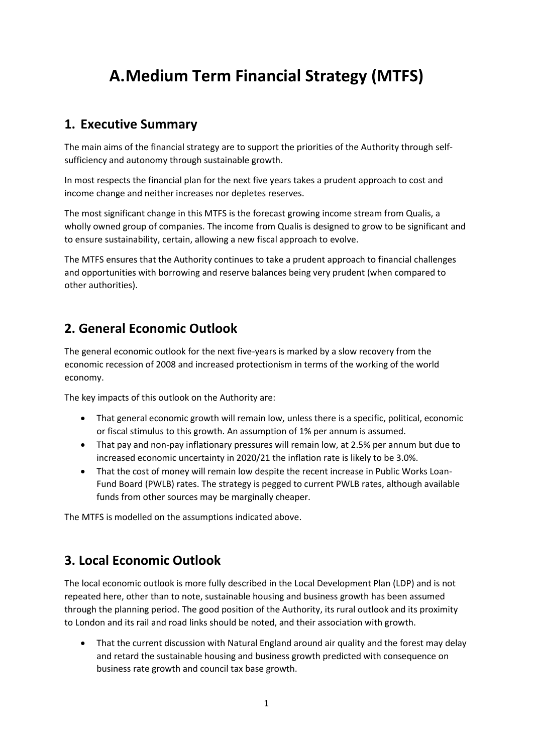# A.Medium Term Financial Strategy (MTFS)

## 1. Executive Summary

The main aims of the financial strategy are to support the priorities of the Authority through self-sufficiency and autonomy through sustainable growth.

In most respects the financial plan for the next five years takes a prudent approach to cost and income change and neither increases nor depletes reserves.

The most significant change in this MTFS is the forecast growing income stream from Qualis, a wholly owned group of companies. The income from Qualis is designed to grow to be significant and to ensure sustainability, certain, allowing a new fiscal approach to evolve.

The MTFS ensures that the Authority continues to take a prudent approach to financial challenges and opportunities with borrowing and reserve balances being very prudent (when compared to other authorities).

## 2. General Economic Outlook

The general economic outlook for the next five-years is marked by a slow recovery from the economic recession of 2008 and increased protectionism in terms of the working of the world economy.

The key impacts of this outlook on the Authority are:

- That general economic growth will remain low, unless there is a specific, political, economic or fiscal stimulus to this growth. An assumption of 1% per annum is assumed.
- That pay and non-pay inflationary pressures will remain low, at 2.5% per annum but due to increased economic uncertainty in 2020/21 the inflation rate is likely to be 3.0%.
- That the cost of money will remain low despite the recent increase in Public Works Loan-Fund Board (PWLB) rates. The strategy is pegged to current PWLB rates, although available funds from other sources may be marginally cheaper.

The MTFS is modelled on the assumptions indicated above.

## 3. Local Economic Outlook

The local economic outlook is more fully described in the Local Development Plan (LDP) and is not repeated here, other than to note, sustainable housing and business growth has been assumed through the planning period. The good position of the Authority, its rural outlook and its proximity to London and its rail and road links should be noted, and their association with growth.

- That the current discussion with Natural England around air quality and the forest may delay and retard the sustainable housing and business growth predicted with consequence on business rate growth and council tax base growth.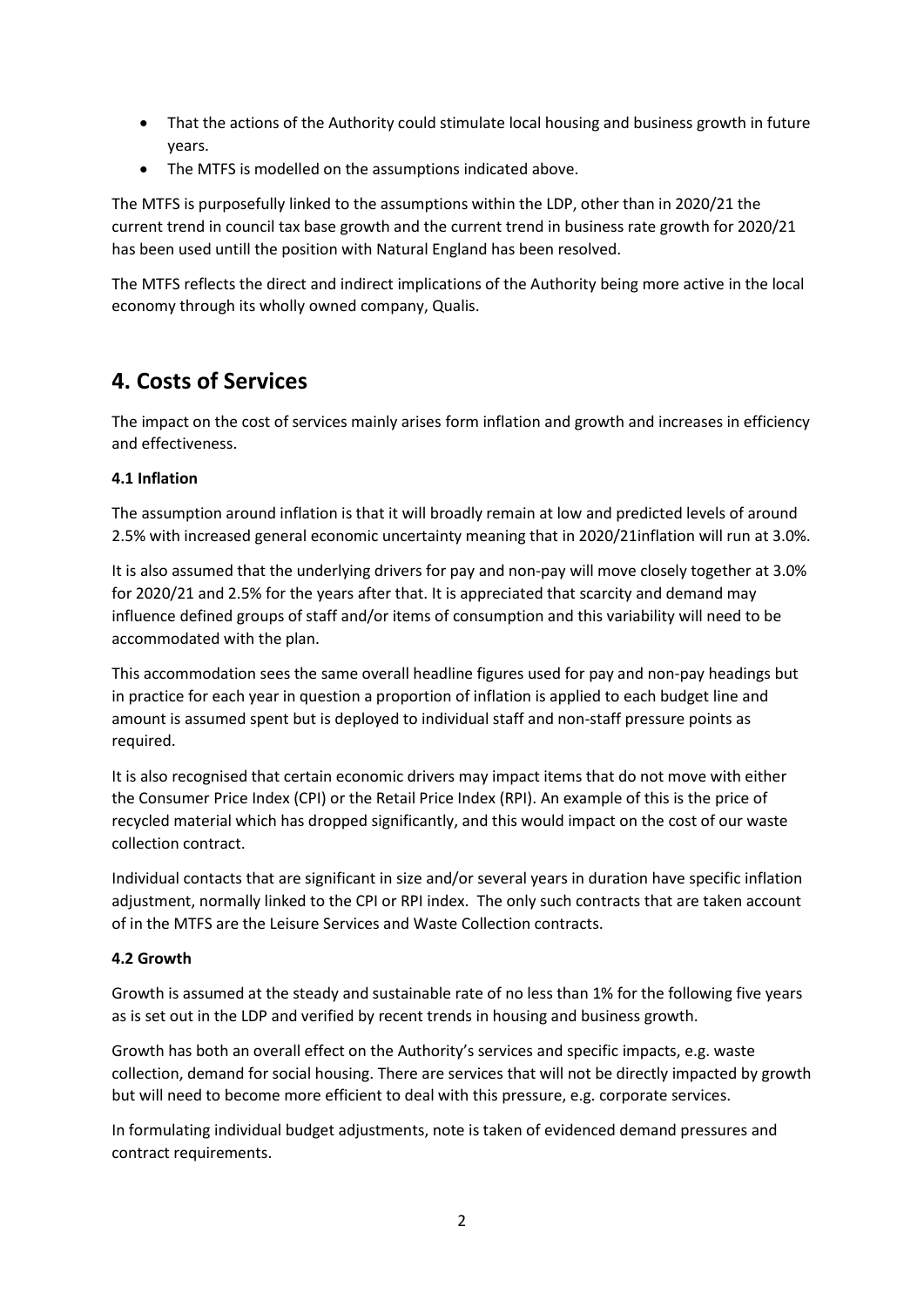- That the actions of the Authority could stimulate local housing and business growth in future years.
- The MTFS is modelled on the assumptions indicated above.

The MTFS is purposefully linked to the assumptions within the LDP, other than in 2020/21 the current trend in council tax base growth and the current trend in business rate growth for 2020/21 has been used untill the position with Natural England has been resolved.

The MTFS reflects the direct and indirect implications of the Authority being more active in the local economy through its wholly owned company, Qualis.

# 4. Costs of Services

The impact on the cost of services mainly arises form inflation and growth and increases in efficiency and effectiveness.

**4.1 Inflation**

The assumption around inflation is that it will broadly remain at low and predicted levels of around 2.5% with increased general economic uncertainty meaning that in 2020/21inflation will run at 3.0%.

It is also assumed that the underlying drivers for pay and non-pay will move closely together at 3.0% for 2020/21 and 2.5% for the years after that. It is appreciated that scarcity and demand may influence defined groups of staff and/or items of consumption and this variability will need to be accommodated with the plan.

This accommodation sees the same overall headline figures used for pay and non-pay headings but in practice for each year in question a proportion of inflation is applied to each budget line and amount is assumed spent but is deployed to individual staff and non-staff pressure points as required.

It is also recognised that certain economic drivers may impact items that do not move with either the Consumer Price Index (CPI) or the Retail Price Index (RPI). An example of this is the price of recycled material which has dropped significantly, and this would impact on the cost of our waste collection contract.

Individual contacts that are significant in size and/or several years in duration have specific inflation adjustment, normally linked to the CPI or RPI index. The only such contracts that are taken account of in the MTFS are the Leisure Services and Waste Collection contracts.

**4.2 Growth**

Growth is assumed at the steady and sustainable rate of no less than 1% for the following five years as is set out in the LDP and verified by recent trends in housing and business growth.

Growth has both an overall effect on the Authority's services and specific impacts, e.g. waste collection, demand for social housing. There are services that will not be directly impacted by growth but will need to become more efficient to deal with this pressure, e.g. corporate services.

In formulating individual budget adjustments, note is taken of evidenced demand pressures and contract requirements.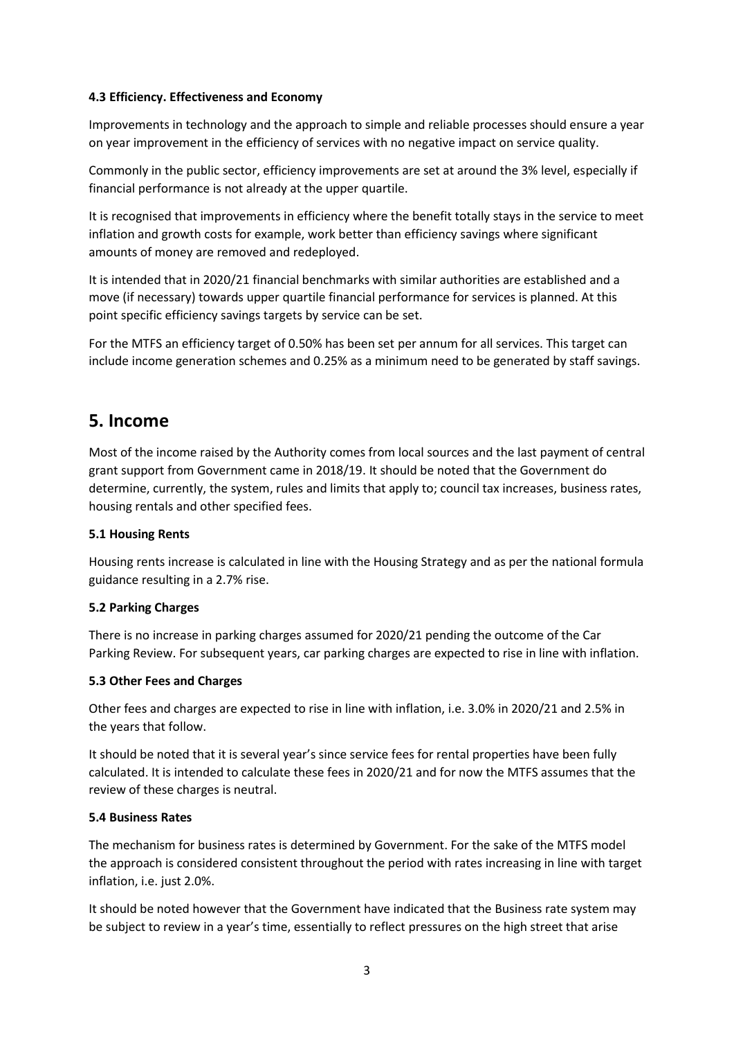### 4.3 Efficiency. Effectiveness and Economy

Improvements in technology and the approach to simple and reliable processes should ensure a year on year improvement in the efficiency of services with no negative impact on service quality.

Commonly in the public sector, efficiency improvements are set at around the 3% level, especially if financial performance is not already at the upper quartile.

It is recognised that improvements in efficiency where the benefit totally stays in the service to meet inflation and growth costs for example, work better than efficiency savings where significant amounts of money are removed and redeployed.

It is intended that in 2020/21 financial benchmarks with similar authorities are established and a move (if necessary) towards upper quartile financial performance for services is planned. At this point specific efficiency savings targets by service can be set.

For the MTFS an efficiency target of 0.50% has been set per annum for all services. This target can include income generation schemes and 0.25% as a minimum need to be generated by staff savings.

# 5. Income

Most of the income raised by the Authority comes from local sources and the last payment of central grant support from Government came in 2018/19. It should be noted that the Government do determine, currently, the system, rules and limits that apply to; council tax increases, business rates, housing rentals and other specified fees.

### 5.1 Housing Rents

Housing rents increase is calculated in line with the Housing Strategy and as per the national formula guidance resulting in a 2.7% rise.

### 5.2 Parking Charges

There is no increase in parking charges assumed for 2020/21 pending the outcome of the Car Parking Review. For subsequent years, car parking charges are expected to rise in line with inflation.

### 5.3 Other Fees and Charges

Other fees and charges are expected to rise in line with inflation, i.e. 3.0% in 2020/21 and 2.5% in the years that follow.

It should be noted that it is several year's since service fees for rental properties have been fully calculated. It is intended to calculate these fees in 2020/21 and for now the MTFS assumes that the review of these charges is neutral.

### 5.4 Business Rates

The mechanism for business rates is determined by Government. For the sake of the MTFS model the approach is considered consistent throughout the period with rates increasing in line with target inflation, i.e. just 2.0%.

It should be noted however that the Government have indicated that the Business rate system may be subject to review in a year's time, essentially to reflect pressures on the high street that arise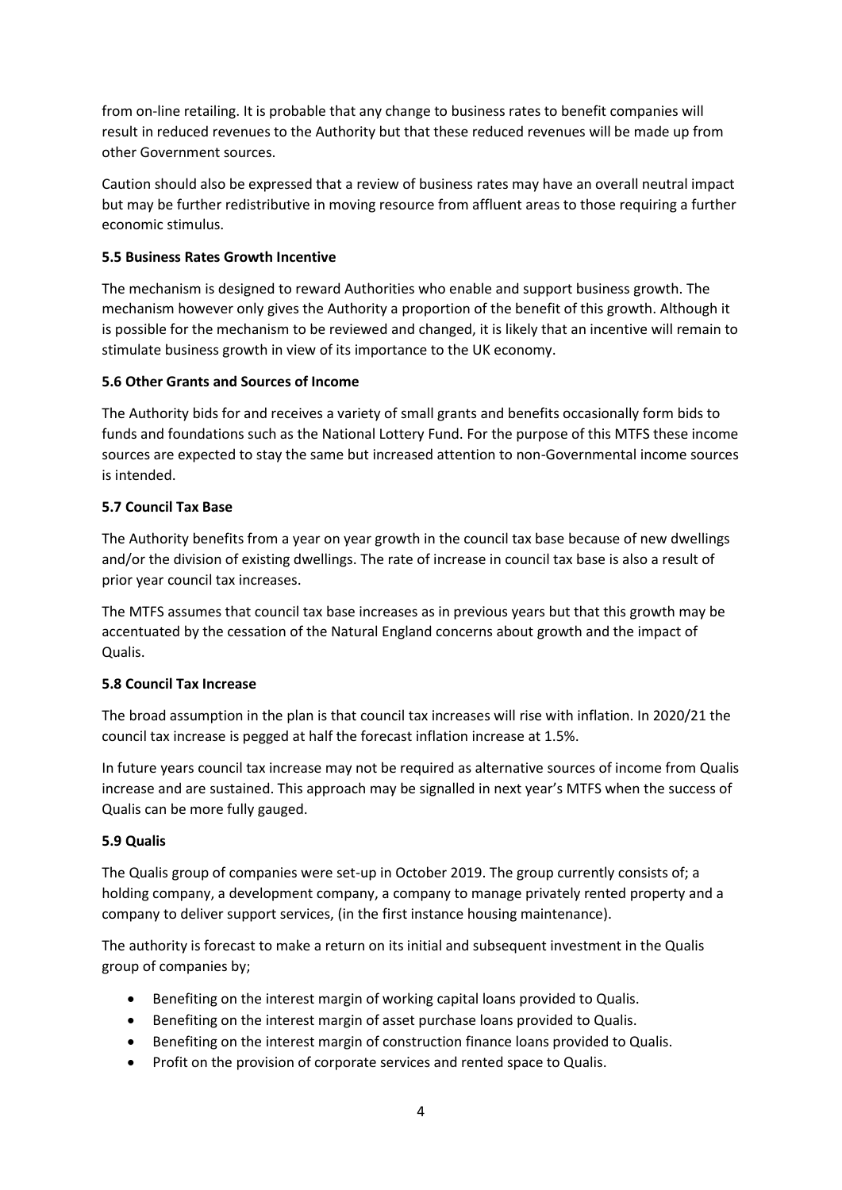from on-line retailing. It is probable that any change to business rates to benefit companies will result in reduced revenues to the Authority but that these reduced revenues will be made up from other Government sources.

Caution should also be expressed that a review of business rates may have an overall neutral impact but may be further redistributive in moving resource from affluent areas to those requiring a further economic stimulus.

**5.5 Business Rates Growth Incentive**

The mechanism is designed to reward Authorities who enable and support business growth. The mechanism however only gives the Authority a proportion of the benefit of this growth. Although it is possible for the mechanism to be reviewed and changed, it is likely that an incentive will remain to stimulate business growth in view of its importance to the UK economy.

**5.6 Other Grants and Sources of Income**

The Authority bids for and receives a variety of small grants and benefits occasionally form bids to funds and foundations such as the National Lottery Fund. For the purpose of this MTFS these income sources are expected to stay the same but increased attention to non-Governmental income sources is intended.

**5.7 Council Tax Base**

The Authority benefits from a year on year growth in the council tax base because of new dwellings and/or the division of existing dwellings. The rate of increase in council tax base is also a result of prior year council tax increases.

The MTFS assumes that council tax base increases as in previous years but that this growth may be accentuated by the cessation of the Natural England concerns about growth and the impact of Qualis.

**5.8 Council Tax Increase**

The broad assumption in the plan is that council tax increases will rise with inflation. In 2020/21 the council tax increase is pegged at half the forecast inflation increase at 1.5%.

In future years council tax increase may not be required as alternative sources of income from Qualis increase and are sustained. This approach may be signalled in next year's MTFS when the success of Qualis can be more fully gauged.

**5.9 Qualis**

The Qualis group of companies were set-up in October 2019. The group currently consists of; a holding company, a development company, a company to manage privately rented property and a company to deliver support services, (in the first instance housing maintenance).

The authority is forecast to make a return on its initial and subsequent investment in the Qualis group of companies by;

- Benefiting on the interest margin of working capital loans provided to Qualis.
- Benefiting on the interest margin of asset purchase loans provided to Qualis.
- Benefiting on the interest margin of construction finance loans provided to Qualis.
- Profit on the provision of corporate services and rented space to Qualis.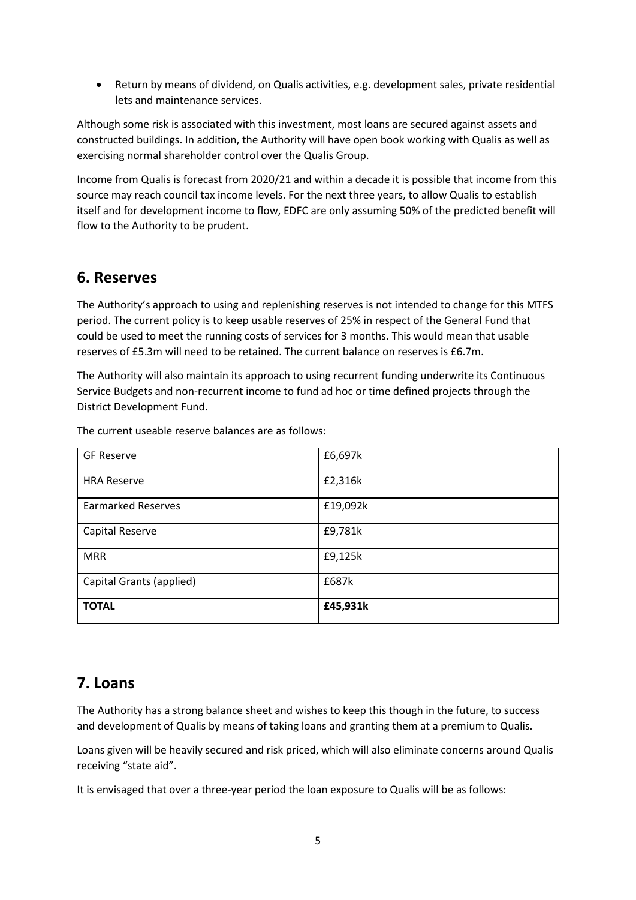- Return by means of dividend, on Qualis activities, e.g. development sales, private residential lets and maintenance services.

Although some risk is associated with this investment, most loans are secured against assets and constructed buildings. In addition, the Authority will have open book working with Qualis as well as exercising normal shareholder control over the Qualis Group.

Income from Qualis is forecast from 2020/21 and within a decade it is possible that income from this source may reach council tax income levels. For the next three years, to allow Qualis to establish itself and for development income to flow, EDFC are only assuming 50% of the predicted benefit will flow to the Authority to be prudent.

## 6. Reserves

The Authority's approach to using and replenishing reserves is not intended to change for this MTFS period. The current policy is to keep usable reserves of 25% in respect of the General Fund that could be used to meet the running costs of services for 3 months. This would mean that usable reserves of £5.3m will need to be retained. The current balance on reserves is £6.7m.

The Authority will also maintain its approach to using recurrent funding underwrite its Continuous Service Budgets and non-recurrent income to fund ad hoc or time defined projects through the District Development Fund.

The current useable reserve balances are as follows:

| GF Reserve | £6,697k |
|---|---|
| HRA Reserve | £2,316k |
| Earmarked Reserves | £19,092k |
| Capital Reserve | £9,781k |
| MRR | £9,125k |
| Capital Grants (applied) | £687k |
| **TOTAL** | **£45,931k** |

## 7. Loans

The Authority has a strong balance sheet and wishes to keep this though in the future, to success and development of Qualis by means of taking loans and granting them at a premium to Qualis.

Loans given will be heavily secured and risk priced, which will also eliminate concerns around Qualis receiving "state aid".

It is envisaged that over a three-year period the loan exposure to Qualis will be as follows: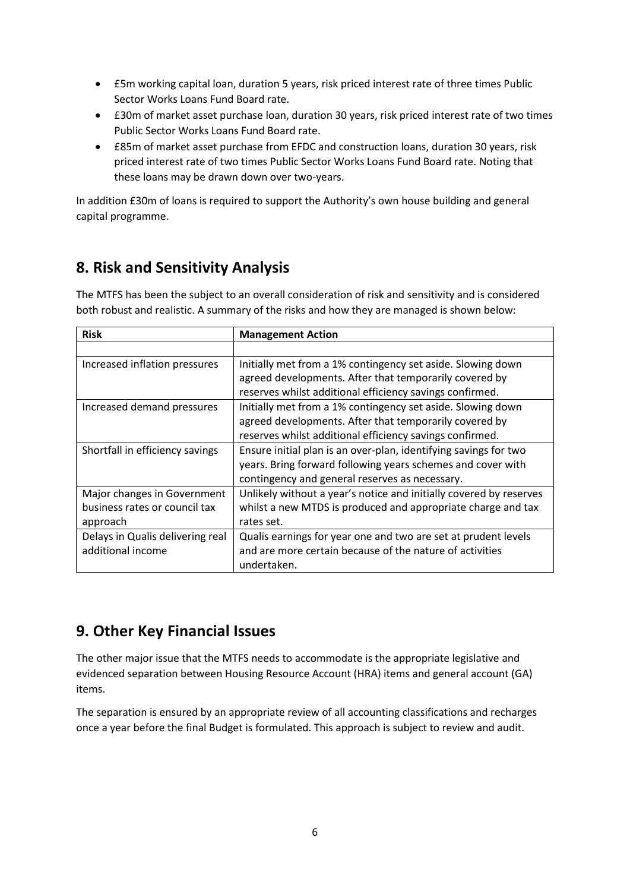- £5m working capital loan, duration 5 years, risk priced interest rate of three times Public Sector Works Loans Fund Board rate.
- £30m of market asset purchase loan, duration 30 years, risk priced interest rate of two times Public Sector Works Loans Fund Board rate.
- £85m of market asset purchase from EFDC and construction loans, duration 30 years, risk priced interest rate of two times Public Sector Works Loans Fund Board rate. Noting that these loans may be drawn down over two-years.

In addition £30m of loans is required to support the Authority's own house building and general capital programme.

## 8. Risk and Sensitivity Analysis

The MTFS has been the subject to an overall consideration of risk and sensitivity and is considered both robust and realistic. A summary of the risks and how they are managed is shown below:

| Risk | Management Action |
|---|---|
| | |
| Increased inflation pressures | Initially met from a 1% contingency set aside. Slowing down agreed developments. After that temporarily covered by reserves whilst additional efficiency savings confirmed. |
| Increased demand pressures | Initially met from a 1% contingency set aside. Slowing down agreed developments. After that temporarily covered by reserves whilst additional efficiency savings confirmed. |
| Shortfall in efficiency savings | Ensure initial plan is an over-plan, identifying savings for two years. Bring forward following years schemes and cover with contingency and general reserves as necessary. |
| Major changes in Government business rates or council tax approach | Unlikely without a year's notice and initially covered by reserves whilst a new MTDS is produced and appropriate charge and tax rates set. |
| Delays in Qualis delivering real additional income | Qualis earnings for year one and two are set at prudent levels and are more certain because of the nature of activities undertaken. |

## 9. Other Key Financial Issues

The other major issue that the MTFS needs to accommodate is the appropriate legislative and evidenced separation between Housing Resource Account (HRA) items and general account (GA) items.

The separation is ensured by an appropriate review of all accounting classifications and recharges once a year before the final Budget is formulated. This approach is subject to review and audit.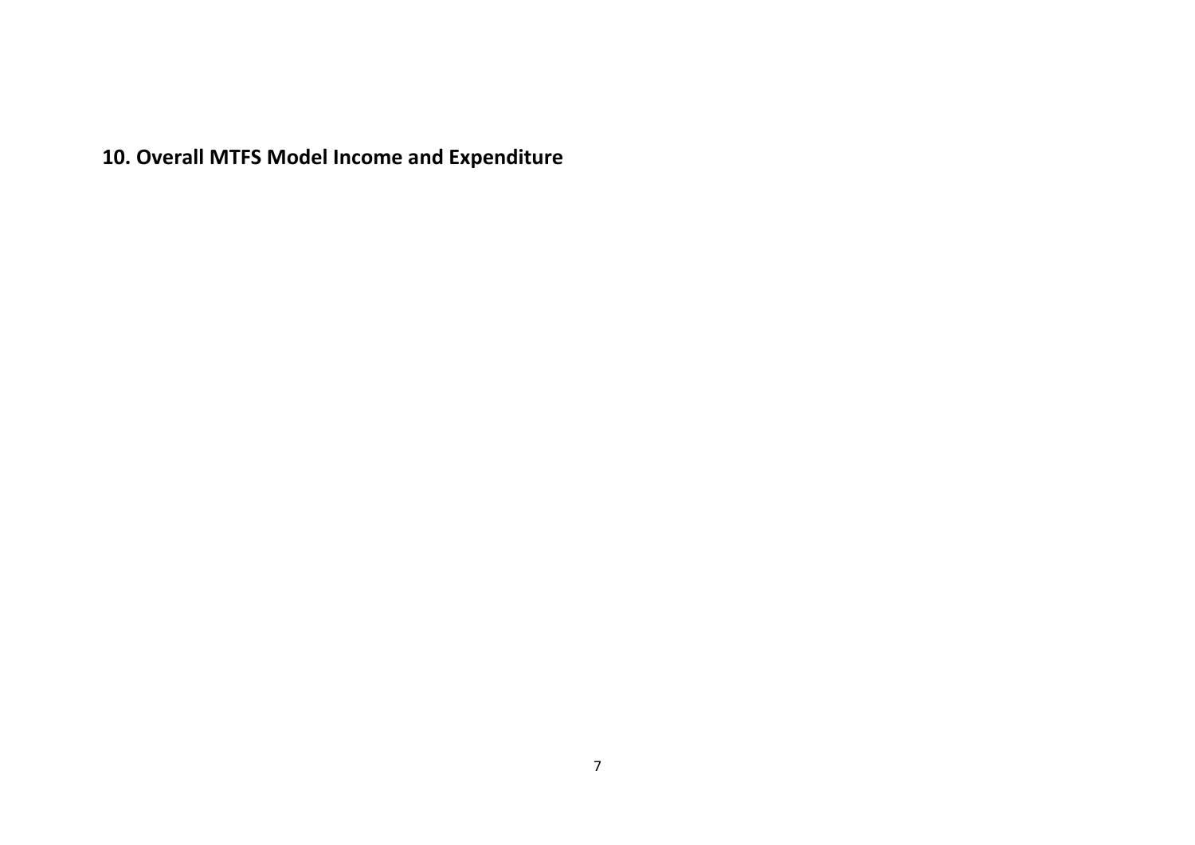## 10. Overall MTFS Model Income and Expenditure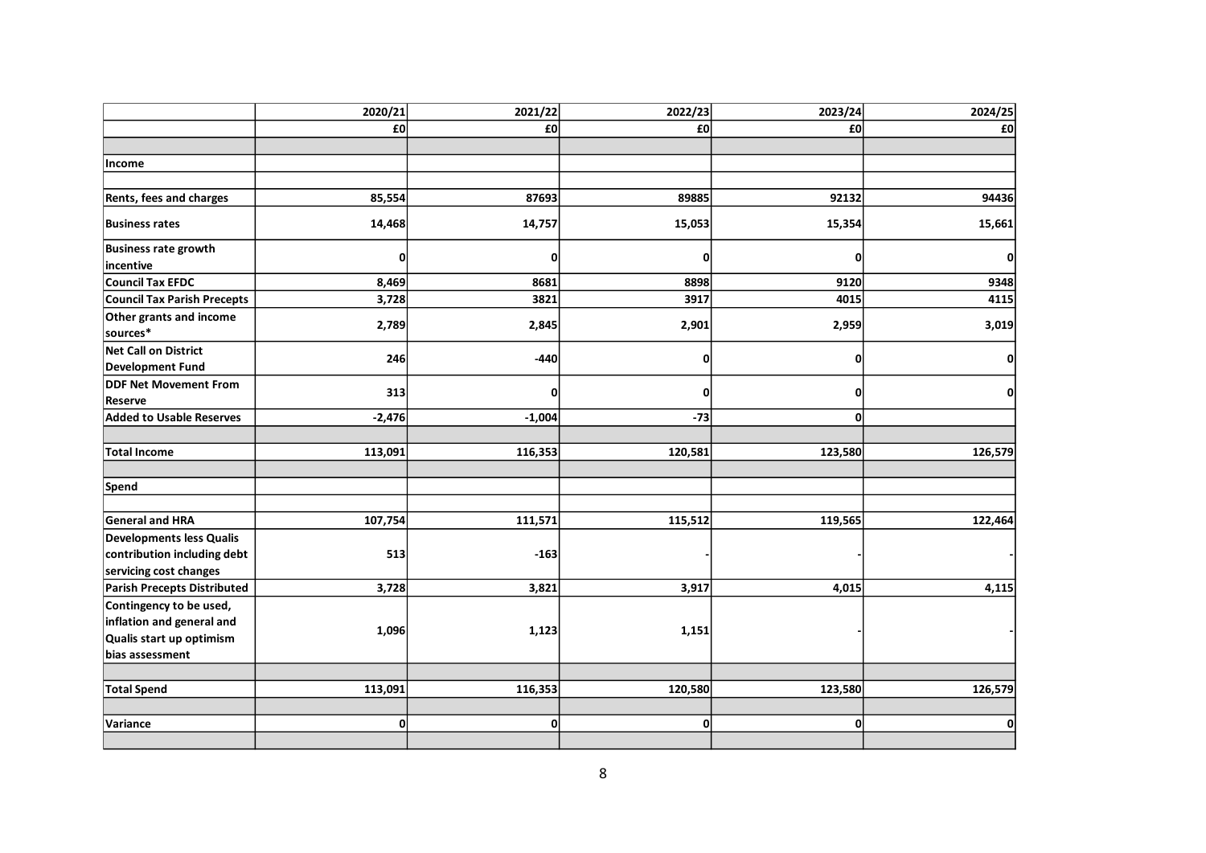| | 2020/21 | 2021/22 | 2022/23 | 2023/24 | 2024/25 |
|---|---|---|---|---|---|
| | £0 | £0 | £0 | £0 | £0 |
| | | | | | |
| Income | | | | | |
| | | | | | |
| Rents, fees and charges | 85,554 | 87693 | 89885 | 92132 | 94436 |
| Business rates | 14,468 | 14,757 | 15,053 | 15,354 | 15,661 |
| Business rate growth incentive | 0 | 0 | 0 | 0 | 0 |
| Council Tax EFDC | 8,469 | 8681 | 8898 | 9120 | 9348 |
| Council Tax Parish Precepts | 3,728 | 3821 | 3917 | 4015 | 4115 |
| Other grants and income sources* | 2,789 | 2,845 | 2,901 | 2,959 | 3,019 |
| Net Call on District Development Fund | 246 | -440 | 0 | 0 | 0 |
| DDF Net Movement From Reserve | 313 | 0 | 0 | 0 | 0 |
| Added to Usable Reserves | -2,476 | -1,004 | -73 | 0 | |
| | | | | | |
| Total Income | 113,091 | 116,353 | 120,581 | 123,580 | 126,579 |
| | | | | | |
| Spend | | | | | |
| | | | | | |
| General and HRA | 107,754 | 111,571 | 115,512 | 119,565 | 122,464 |
| Developments less Qualis contribution including debt servicing cost changes | 513 | -163 | - | - | - |
| Parish Precepts Distributed | 3,728 | 3,821 | 3,917 | 4,015 | 4,115 |
| Contingency to be used, inflation and general and Qualis start up optimism bias assessment | 1,096 | 1,123 | 1,151 | - | - |
| | | | | | |
| Total Spend | 113,091 | 116,353 | 120,580 | 123,580 | 126,579 |
| | | | | | |
| Variance | 0 | 0 | 0 | 0 | 0 |
| | | | | | |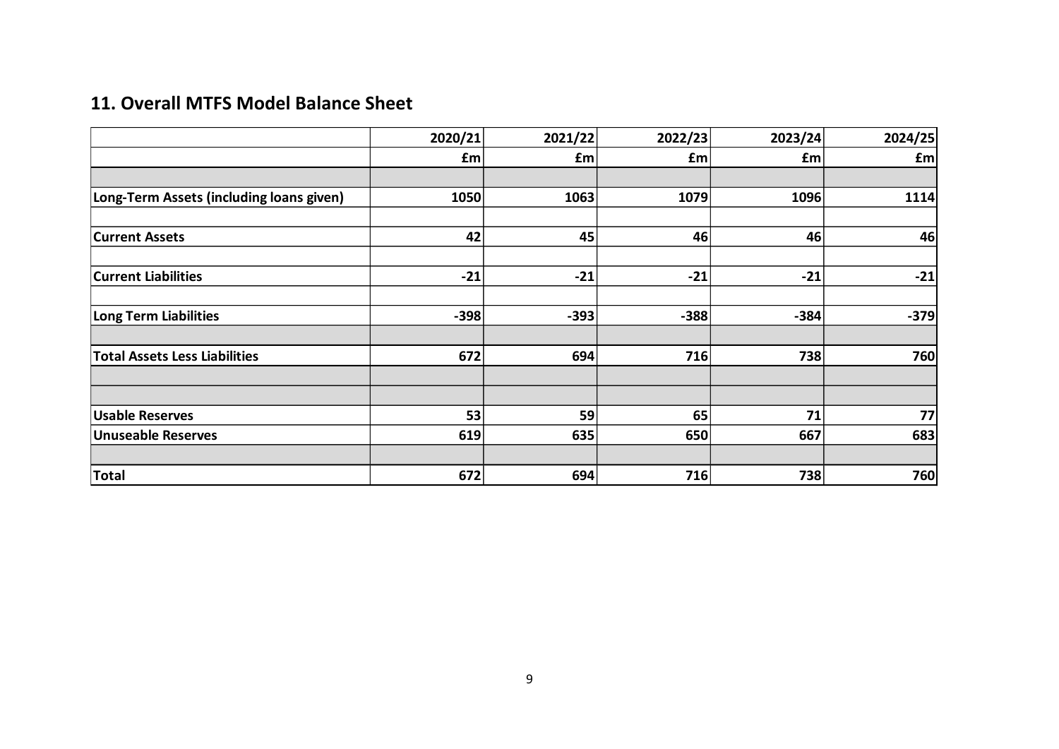## 11. Overall MTFS Model Balance Sheet

| | 2020/21 | 2021/22 | 2022/23 | 2023/24 | 2024/25 |
|---|---|---|---|---|---|
| | £m | £m | £m | £m | £m |
| | | | | | |
| **Long-Term Assets (including loans given)** | 1050 | 1063 | 1079 | 1096 | 1114 |
| | | | | | |
| **Current Assets** | 42 | 45 | 46 | 46 | 46 |
| | | | | | |
| **Current Liabilities** | -21 | -21 | -21 | -21 | -21 |
| | | | | | |
| **Long Term Liabilities** | -398 | -393 | -388 | -384 | -379 |
| | | | | | |
| **Total Assets Less Liabilities** | 672 | 694 | 716 | 738 | 760 |
| | | | | | |
| | | | | | |
| **Usable Reserves** | 53 | 59 | 65 | 71 | 77 |
| **Unuseable Reserves** | 619 | 635 | 650 | 667 | 683 |
| | | | | | |
| **Total** | 672 | 694 | 716 | 738 | 760 |